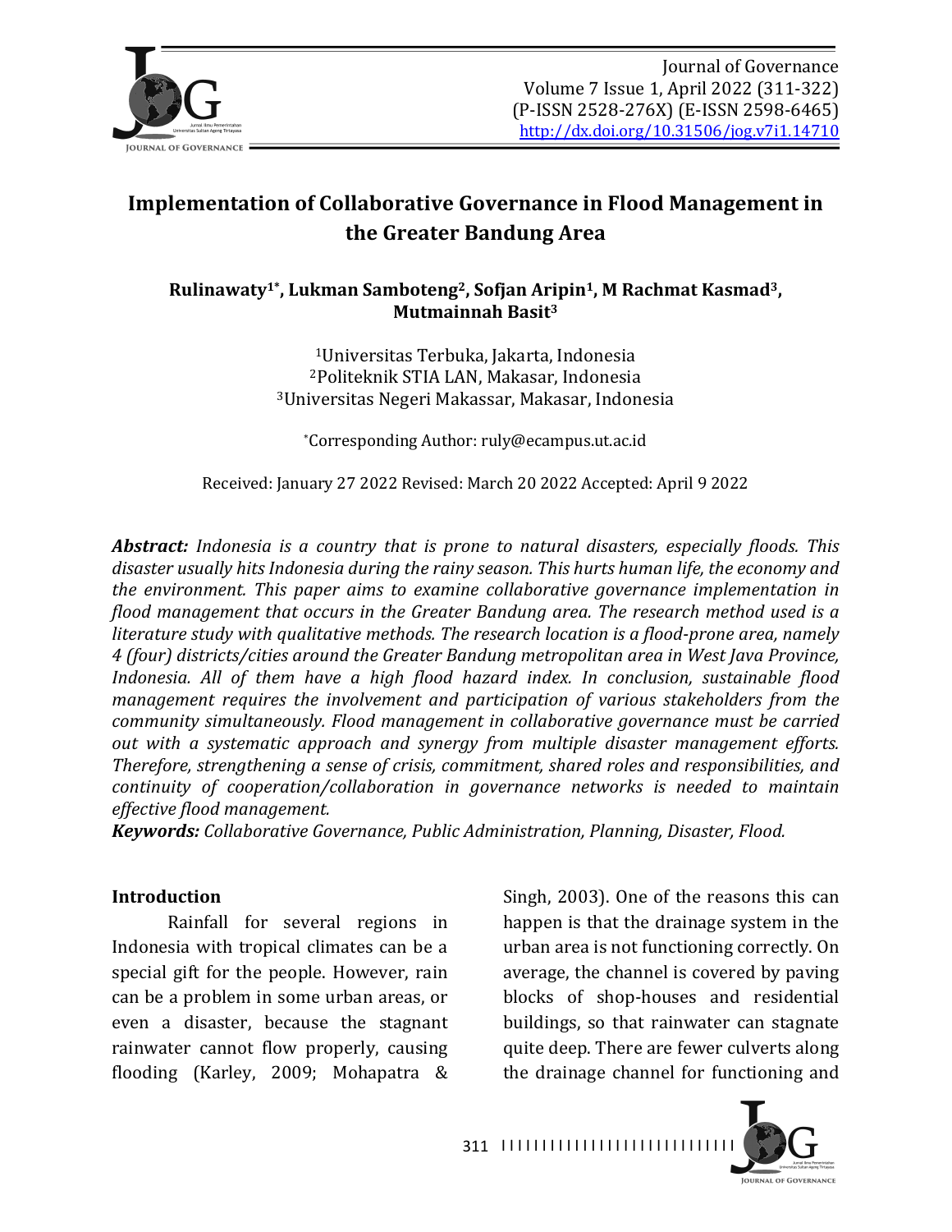# Implementation of Collaborative Governance in Flood Management in the Greater Bandung Area

**Rulinawaty[1*], Lukman Samboteng[2], Sofjan Aripin[1], M Rachmat Kasmad[3], Mutmainnah Basit[3]**

[1]Universitas Terbuka, Jakarta, Indonesia
[2]Politeknik STIA LAN, Makasar, Indonesia
[3]Universitas Negeri Makassar, Makasar, Indonesia

*Corresponding Author: ruly@ecampus.ut.ac.id

Received: January 27 2022 Revised: March 20 2022 Accepted: April 9 2022

***Abstract:*** *Indonesia is a country that is prone to natural disasters, especially floods. This disaster usually hits Indonesia during the rainy season. This hurts human life, the economy and the environment. This paper aims to examine collaborative governance implementation in flood management that occurs in the Greater Bandung area. The research method used is a literature study with qualitative methods. The research location is a flood-prone area, namely 4 (four) districts/cities around the Greater Bandung metropolitan area in West Java Province, Indonesia. All of them have a high flood hazard index. In conclusion, sustainable flood management requires the involvement and participation of various stakeholders from the community simultaneously. Flood management in collaborative governance must be carried out with a systematic approach and synergy from multiple disaster management efforts. Therefore, strengthening a sense of crisis, commitment, shared roles and responsibilities, and continuity of cooperation/collaboration in governance networks is needed to maintain effective flood management.*

***Keywords:*** *Collaborative Governance, Public Administration, Planning, Disaster, Flood.*

## Introduction

Rainfall for several regions in Indonesia with tropical climates can be a special gift for the people. However, rain can be a problem in some urban areas, or even a disaster, because the stagnant rainwater cannot flow properly, causing flooding (Karley, 2009; Mohapatra & Singh, 2003). One of the reasons this can happen is that the drainage system in the urban area is not functioning correctly. On average, the channel is covered by paving blocks of shop-houses and residential buildings, so that rainwater can stagnate quite deep. There are fewer culverts along the drainage channel for functioning and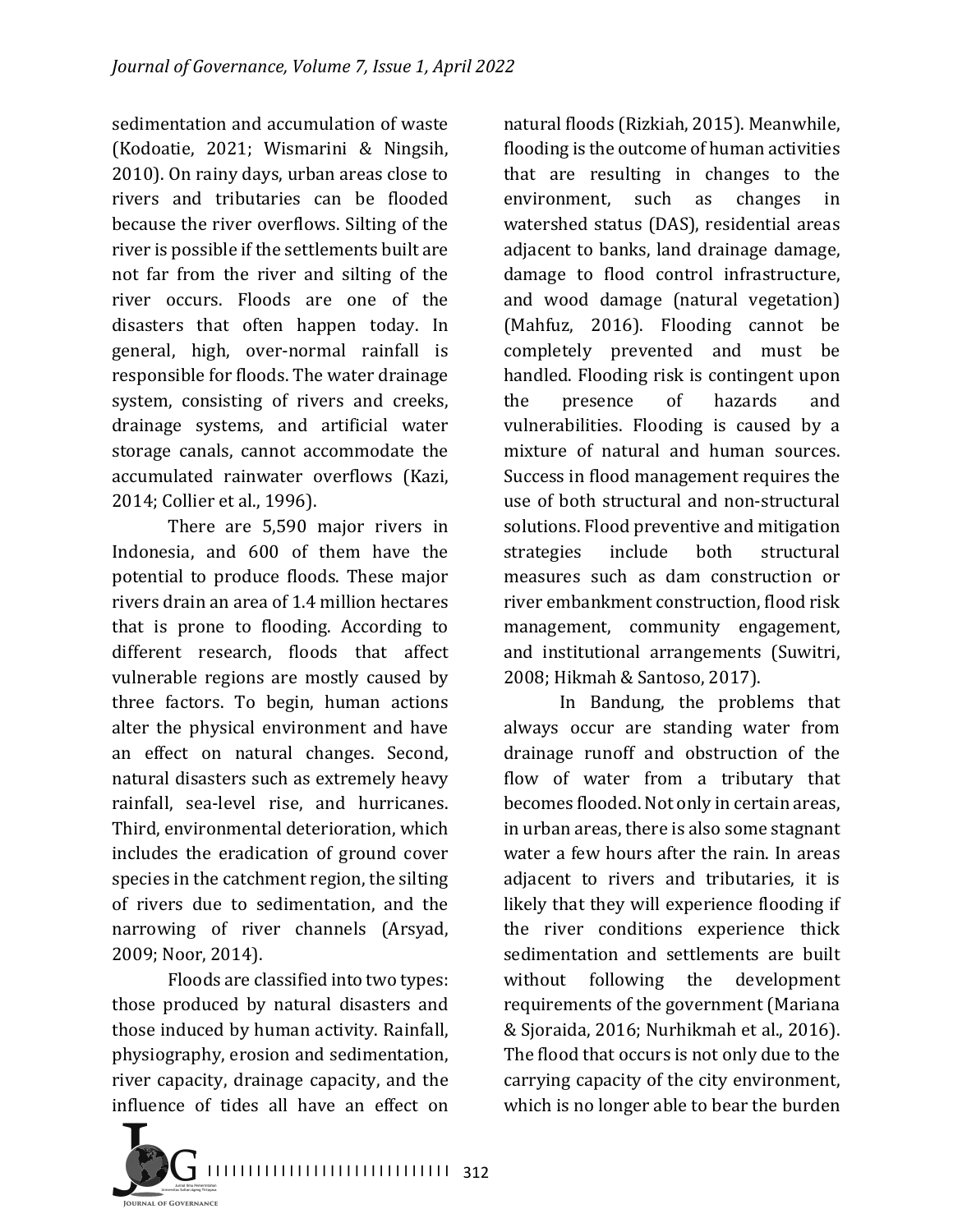sedimentation and accumulation of waste (Kodoatie, 2021; Wismarini & Ningsih, 2010). On rainy days, urban areas close to rivers and tributaries can be flooded because the river overflows. Silting of the river is possible if the settlements built are not far from the river and silting of the river occurs. Floods are one of the disasters that often happen today. In general, high, over-normal rainfall is responsible for floods. The water drainage system, consisting of rivers and creeks, drainage systems, and artificial water storage canals, cannot accommodate the accumulated rainwater overflows (Kazi, 2014; Collier et al., 1996).

There are 5,590 major rivers in Indonesia, and 600 of them have the potential to produce floods. These major rivers drain an area of 1.4 million hectares that is prone to flooding. According to different research, floods that affect vulnerable regions are mostly caused by three factors. To begin, human actions alter the physical environment and have an effect on natural changes. Second, natural disasters such as extremely heavy rainfall, sea-level rise, and hurricanes. Third, environmental deterioration, which includes the eradication of ground cover species in the catchment region, the silting of rivers due to sedimentation, and the narrowing of river channels (Arsyad, 2009; Noor, 2014).

Floods are classified into two types: those produced by natural disasters and those induced by human activity. Rainfall, physiography, erosion and sedimentation, river capacity, drainage capacity, and the influence of tides all have an effect on natural floods (Rizkiah, 2015). Meanwhile, flooding is the outcome of human activities that are resulting in changes to the environment, such as changes in watershed status (DAS), residential areas adjacent to banks, land drainage damage, damage to flood control infrastructure, and wood damage (natural vegetation) (Mahfuz, 2016). Flooding cannot be completely prevented and must be handled. Flooding risk is contingent upon the presence of hazards and vulnerabilities. Flooding is caused by a mixture of natural and human sources. Success in flood management requires the use of both structural and non-structural solutions. Flood preventive and mitigation strategies include both structural measures such as dam construction or river embankment construction, flood risk management, community engagement, and institutional arrangements (Suwitri, 2008; Hikmah & Santoso, 2017).

In Bandung, the problems that always occur are standing water from drainage runoff and obstruction of the flow of water from a tributary that becomes flooded. Not only in certain areas, in urban areas, there is also some stagnant water a few hours after the rain. In areas adjacent to rivers and tributaries, it is likely that they will experience flooding if the river conditions experience thick sedimentation and settlements are built without following the development requirements of the government (Mariana & Sjoraida, 2016; Nurhikmah et al., 2016). The flood that occurs is not only due to the carrying capacity of the city environment, which is no longer able to bear the burden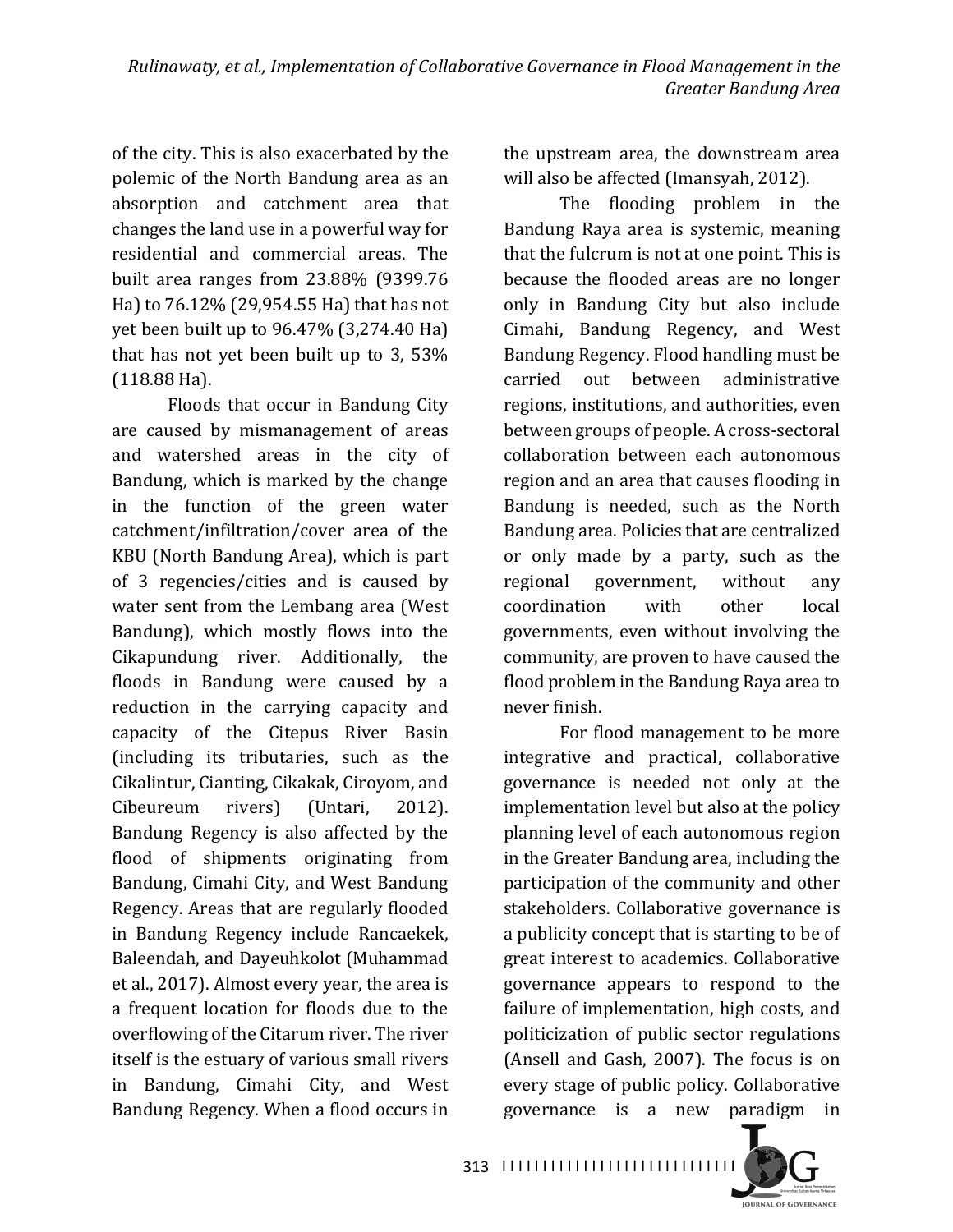of the city. This is also exacerbated by the polemic of the North Bandung area as an absorption and catchment area that changes the land use in a powerful way for residential and commercial areas. The built area ranges from 23.88% (9399.76 Ha) to 76.12% (29,954.55 Ha) that has not yet been built up to 96.47% (3,274.40 Ha) that has not yet been built up to 3, 53% (118.88 Ha).

Floods that occur in Bandung City are caused by mismanagement of areas and watershed areas in the city of Bandung, which is marked by the change in the function of the green water catchment/infiltration/cover area of the KBU (North Bandung Area), which is part of 3 regencies/cities and is caused by water sent from the Lembang area (West Bandung), which mostly flows into the Cikapundung river. Additionally, the floods in Bandung were caused by a reduction in the carrying capacity and capacity of the Citepus River Basin (including its tributaries, such as the Cikalintur, Cianting, Cikakak, Ciroyom, and Cibeureum rivers) (Untari, 2012). Bandung Regency is also affected by the flood of shipments originating from Bandung, Cimahi City, and West Bandung Regency. Areas that are regularly flooded in Bandung Regency include Rancaekek, Baleendah, and Dayeuhkolot (Muhammad et al., 2017). Almost every year, the area is a frequent location for floods due to the overflowing of the Citarum river. The river itself is the estuary of various small rivers in Bandung, Cimahi City, and West Bandung Regency. When a flood occurs in the upstream area, the downstream area will also be affected (Imansyah, 2012).

The flooding problem in the Bandung Raya area is systemic, meaning that the fulcrum is not at one point. This is because the flooded areas are no longer only in Bandung City but also include Cimahi, Bandung Regency, and West Bandung Regency. Flood handling must be carried out between administrative regions, institutions, and authorities, even between groups of people. A cross-sectoral collaboration between each autonomous region and an area that causes flooding in Bandung is needed, such as the North Bandung area. Policies that are centralized or only made by a party, such as the regional government, without any coordination with other local governments, even without involving the community, are proven to have caused the flood problem in the Bandung Raya area to never finish.

For flood management to be more integrative and practical, collaborative governance is needed not only at the implementation level but also at the policy planning level of each autonomous region in the Greater Bandung area, including the participation of the community and other stakeholders. Collaborative governance is a publicity concept that is starting to be of great interest to academics. Collaborative governance appears to respond to the failure of implementation, high costs, and politicization of public sector regulations (Ansell and Gash, 2007). The focus is on every stage of public policy. Collaborative governance is a new paradigm in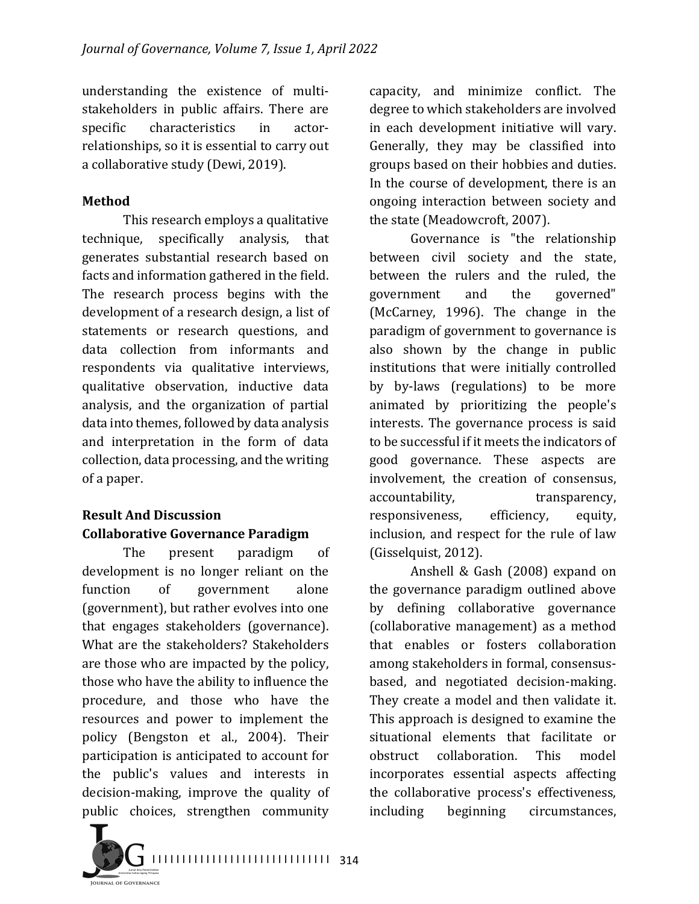understanding the existence of multi-stakeholders in public affairs. There are specific characteristics in actor-relationships, so it is essential to carry out a collaborative study (Dewi, 2019).

## Method

This research employs a qualitative technique, specifically analysis, that generates substantial research based on facts and information gathered in the field. The research process begins with the development of a research design, a list of statements or research questions, and data collection from informants and respondents via qualitative interviews, qualitative observation, inductive data analysis, and the organization of partial data into themes, followed by data analysis and interpretation in the form of data collection, data processing, and the writing of a paper.

## Result And Discussion

### Collaborative Governance Paradigm

The present paradigm of development is no longer reliant on the function of government alone (government), but rather evolves into one that engages stakeholders (governance). What are the stakeholders? Stakeholders are those who are impacted by the policy, those who have the ability to influence the procedure, and those who have the resources and power to implement the policy (Bengston et al., 2004). Their participation is anticipated to account for the public's values and interests in decision-making, improve the quality of public choices, strengthen community capacity, and minimize conflict. The degree to which stakeholders are involved in each development initiative will vary. Generally, they may be classified into groups based on their hobbies and duties. In the course of development, there is an ongoing interaction between society and the state (Meadowcroft, 2007).

Governance is "the relationship between civil society and the state, between the rulers and the ruled, the government and the governed" (McCarney, 1996). The change in the paradigm of government to governance is also shown by the change in public institutions that were initially controlled by by-laws (regulations) to be more animated by prioritizing the people's interests. The governance process is said to be successful if it meets the indicators of good governance. These aspects are involvement, the creation of consensus, accountability, transparency, responsiveness, efficiency, equity, inclusion, and respect for the rule of law (Gisselquist, 2012).

Anshell & Gash (2008) expand on the governance paradigm outlined above by defining collaborative governance (collaborative management) as a method that enables or fosters collaboration among stakeholders in formal, consensus-based, and negotiated decision-making. They create a model and then validate it. This approach is designed to examine the situational elements that facilitate or obstruct collaboration. This model incorporates essential aspects affecting the collaborative process's effectiveness, including beginning circumstances,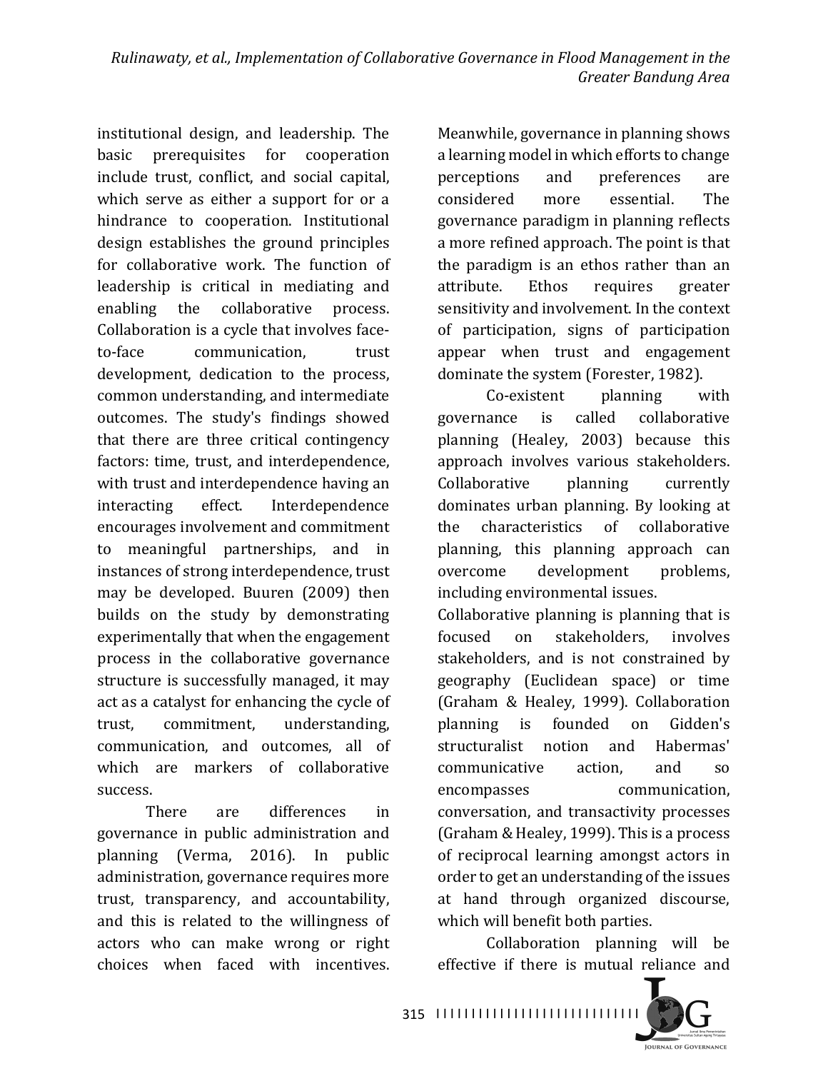institutional design, and leadership. The basic prerequisites for cooperation include trust, conflict, and social capital, which serve as either a support for or a hindrance to cooperation. Institutional design establishes the ground principles for collaborative work. The function of leadership is critical in mediating and enabling the collaborative process. Collaboration is a cycle that involves face-to-face communication, trust development, dedication to the process, common understanding, and intermediate outcomes. The study's findings showed that there are three critical contingency factors: time, trust, and interdependence, with trust and interdependence having an interacting effect. Interdependence encourages involvement and commitment to meaningful partnerships, and in instances of strong interdependence, trust may be developed. Buuren (2009) then builds on the study by demonstrating experimentally that when the engagement process in the collaborative governance structure is successfully managed, it may act as a catalyst for enhancing the cycle of trust, commitment, understanding, communication, and outcomes, all of which are markers of collaborative success.

There are differences in governance in public administration and planning (Verma, 2016). In public administration, governance requires more trust, transparency, and accountability, and this is related to the willingness of actors who can make wrong or right choices when faced with incentives. Meanwhile, governance in planning shows a learning model in which efforts to change perceptions and preferences are considered more essential. The governance paradigm in planning reflects a more refined approach. The point is that the paradigm is an ethos rather than an attribute. Ethos requires greater sensitivity and involvement. In the context of participation, signs of participation appear when trust and engagement dominate the system (Forester, 1982).

Co-existent planning with governance is called collaborative planning (Healey, 2003) because this approach involves various stakeholders. Collaborative planning currently dominates urban planning. By looking at the characteristics of collaborative planning, this planning approach can overcome development problems, including environmental issues.

Collaborative planning is planning that is focused on stakeholders, involves stakeholders, and is not constrained by geography (Euclidean space) or time (Graham & Healey, 1999). Collaboration planning is founded on Gidden's structuralist notion and Habermas' communicative action, and so encompasses communication, conversation, and transactivity processes (Graham & Healey, 1999). This is a process of reciprocal learning amongst actors in order to get an understanding of the issues at hand through organized discourse, which will benefit both parties.

Collaboration planning will be effective if there is mutual reliance and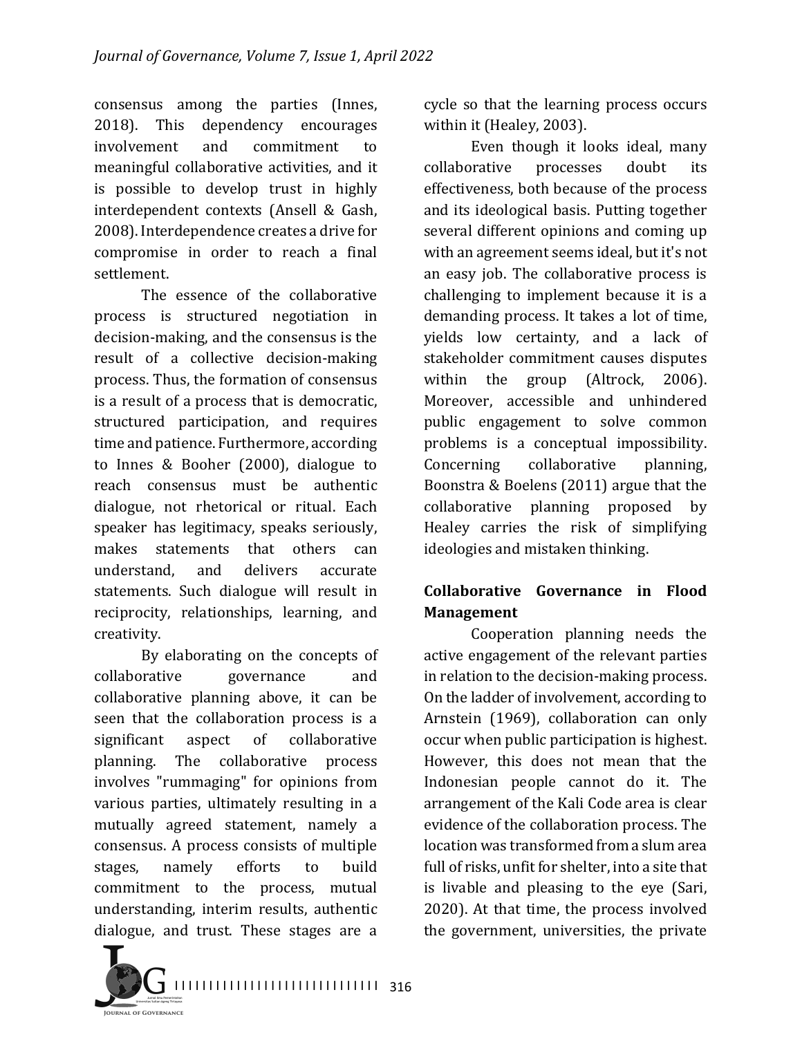consensus among the parties (Innes, 2018). This dependency encourages involvement and commitment to meaningful collaborative activities, and it is possible to develop trust in highly interdependent contexts (Ansell & Gash, 2008). Interdependence creates a drive for compromise in order to reach a final settlement.

The essence of the collaborative process is structured negotiation in decision-making, and the consensus is the result of a collective decision-making process. Thus, the formation of consensus is a result of a process that is democratic, structured participation, and requires time and patience. Furthermore, according to Innes & Booher (2000), dialogue to reach consensus must be authentic dialogue, not rhetorical or ritual. Each speaker has legitimacy, speaks seriously, makes statements that others can understand, and delivers accurate statements. Such dialogue will result in reciprocity, relationships, learning, and creativity.

By elaborating on the concepts of collaborative governance and collaborative planning above, it can be seen that the collaboration process is a significant aspect of collaborative planning. The collaborative process involves "rummaging" for opinions from various parties, ultimately resulting in a mutually agreed statement, namely a consensus. A process consists of multiple stages, namely efforts to build commitment to the process, mutual understanding, interim results, authentic dialogue, and trust. These stages are a cycle so that the learning process occurs within it (Healey, 2003).

Even though it looks ideal, many collaborative processes doubt its effectiveness, both because of the process and its ideological basis. Putting together several different opinions and coming up with an agreement seems ideal, but it's not an easy job. The collaborative process is challenging to implement because it is a demanding process. It takes a lot of time, yields low certainty, and a lack of stakeholder commitment causes disputes within the group (Altrock, 2006). Moreover, accessible and unhindered public engagement to solve common problems is a conceptual impossibility. Concerning collaborative planning, Boonstra & Boelens (2011) argue that the collaborative planning proposed by Healey carries the risk of simplifying ideologies and mistaken thinking.

## Collaborative Governance in Flood Management

Cooperation planning needs the active engagement of the relevant parties in relation to the decision-making process. On the ladder of involvement, according to Arnstein (1969), collaboration can only occur when public participation is highest. However, this does not mean that the Indonesian people cannot do it. The arrangement of the Kali Code area is clear evidence of the collaboration process. The location was transformed from a slum area full of risks, unfit for shelter, into a site that is livable and pleasing to the eye (Sari, 2020). At that time, the process involved the government, universities, the private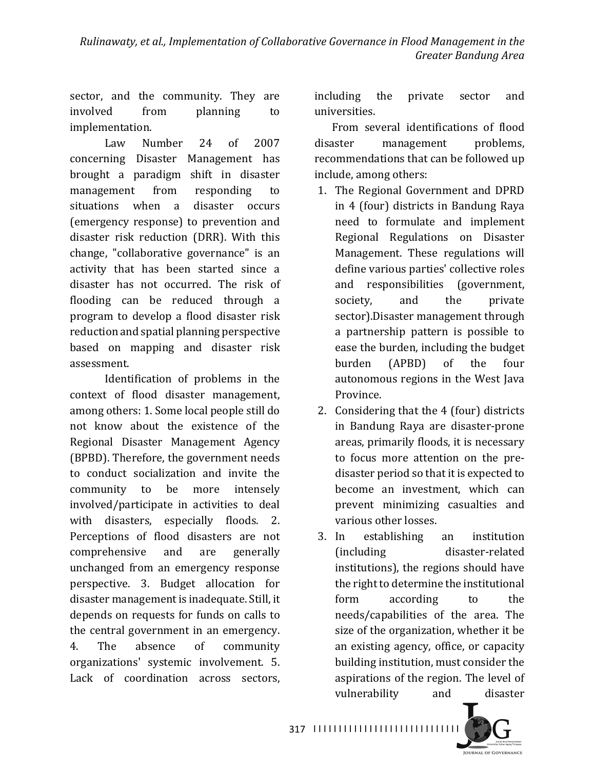sector, and the community. They are involved from planning to implementation.

Law Number 24 of 2007 concerning Disaster Management has brought a paradigm shift in disaster management from responding to situations when a disaster occurs (emergency response) to prevention and disaster risk reduction (DRR). With this change, "collaborative governance" is an activity that has been started since a disaster has not occurred. The risk of flooding can be reduced through a program to develop a flood disaster risk reduction and spatial planning perspective based on mapping and disaster risk assessment.

Identification of problems in the context of flood disaster management, among others: 1. Some local people still do not know about the existence of the Regional Disaster Management Agency (BPBD). Therefore, the government needs to conduct socialization and invite the community to be more intensely involved/participate in activities to deal with disasters, especially floods. 2. Perceptions of flood disasters are not comprehensive and are generally unchanged from an emergency response perspective. 3. Budget allocation for disaster management is inadequate. Still, it depends on requests for funds on calls to the central government in an emergency. 4. The absence of community organizations' systemic involvement. 5. Lack of coordination across sectors, including the private sector and universities.

From several identifications of flood disaster management problems, recommendations that can be followed up include, among others:

1. The Regional Government and DPRD in 4 (four) districts in Bandung Raya need to formulate and implement Regional Regulations on Disaster Management. These regulations will define various parties' collective roles and responsibilities (government, society, and the private sector).Disaster management through a partnership pattern is possible to ease the burden, including the budget burden (APBD) of the four autonomous regions in the West Java Province.
2. Considering that the 4 (four) districts in Bandung Raya are disaster-prone areas, primarily floods, it is necessary to focus more attention on the pre-disaster period so that it is expected to become an investment, which can prevent minimizing casualties and various other losses.
3. In establishing an institution (including disaster-related institutions), the regions should have the right to determine the institutional form according to the needs/capabilities of the area. The size of the organization, whether it be an existing agency, office, or capacity building institution, must consider the aspirations of the region. The level of vulnerability and disaster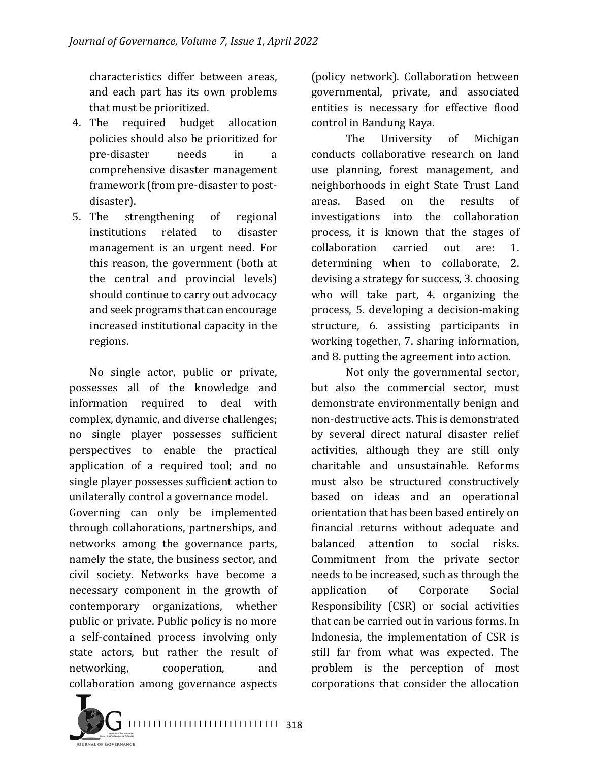characteristics differ between areas, and each part has its own problems that must be prioritized.

4. The required budget allocation policies should also be prioritized for pre-disaster needs in a comprehensive disaster management framework (from pre-disaster to post-disaster).
5. The strengthening of regional institutions related to disaster management is an urgent need. For this reason, the government (both at the central and provincial levels) should continue to carry out advocacy and seek programs that can encourage increased institutional capacity in the regions.

No single actor, public or private, possesses all of the knowledge and information required to deal with complex, dynamic, and diverse challenges; no single player possesses sufficient perspectives to enable the practical application of a required tool; and no single player possesses sufficient action to unilaterally control a governance model. Governing can only be implemented through collaborations, partnerships, and networks among the governance parts, namely the state, the business sector, and civil society. Networks have become a necessary component in the growth of contemporary organizations, whether public or private. Public policy is no more a self-contained process involving only state actors, but rather the result of networking, cooperation, and collaboration among governance aspects (policy network). Collaboration between governmental, private, and associated entities is necessary for effective flood control in Bandung Raya.

The University of Michigan conducts collaborative research on land use planning, forest management, and neighborhoods in eight State Trust Land areas. Based on the results of investigations into the collaboration process, it is known that the stages of collaboration carried out are: 1. determining when to collaborate, 2. devising a strategy for success, 3. choosing who will take part, 4. organizing the process, 5. developing a decision-making structure, 6. assisting participants in working together, 7. sharing information, and 8. putting the agreement into action.

Not only the governmental sector, but also the commercial sector, must demonstrate environmentally benign and non-destructive acts. This is demonstrated by several direct natural disaster relief activities, although they are still only charitable and unsustainable. Reforms must also be structured constructively based on ideas and an operational orientation that has been based entirely on financial returns without adequate and balanced attention to social risks. Commitment from the private sector needs to be increased, such as through the application of Corporate Social Responsibility (CSR) or social activities that can be carried out in various forms. In Indonesia, the implementation of CSR is still far from what was expected. The problem is the perception of most corporations that consider the allocation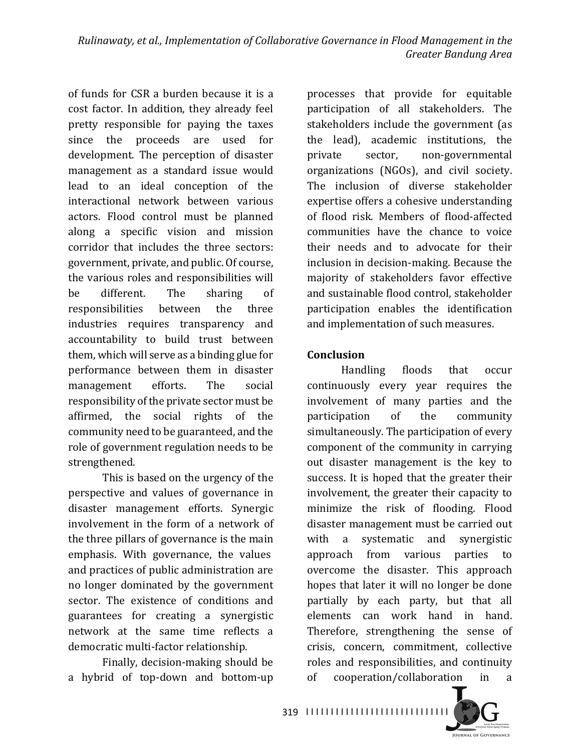of funds for CSR a burden because it is a cost factor. In addition, they already feel pretty responsible for paying the taxes since the proceeds are used for development. The perception of disaster management as a standard issue would lead to an ideal conception of the interactional network between various actors. Flood control must be planned along a specific vision and mission corridor that includes the three sectors: government, private, and public. Of course, the various roles and responsibilities will be different. The sharing of responsibilities between the three industries requires transparency and accountability to build trust between them, which will serve as a binding glue for performance between them in disaster management efforts. The social responsibility of the private sector must be affirmed, the social rights of the community need to be guaranteed, and the role of government regulation needs to be strengthened.

This is based on the urgency of the perspective and values of governance in disaster management efforts. Synergic involvement in the form of a network of the three pillars of governance is the main emphasis. With governance, the values and practices of public administration are no longer dominated by the government sector. The existence of conditions and guarantees for creating a synergistic network at the same time reflects a democratic multi-factor relationship.

Finally, decision-making should be a hybrid of top-down and bottom-up processes that provide for equitable participation of all stakeholders. The stakeholders include the government (as the lead), academic institutions, the private sector, non-governmental organizations (NGOs), and civil society. The inclusion of diverse stakeholder expertise offers a cohesive understanding of flood risk. Members of flood-affected communities have the chance to voice their needs and to advocate for their inclusion in decision-making. Because the majority of stakeholders favor effective and sustainable flood control, stakeholder participation enables the identification and implementation of such measures.

## Conclusion

Handling floods that occur continuously every year requires the involvement of many parties and the participation of the community simultaneously. The participation of every component of the community in carrying out disaster management is the key to success. It is hoped that the greater their involvement, the greater their capacity to minimize the risk of flooding. Flood disaster management must be carried out with a systematic and synergistic approach from various parties to overcome the disaster. This approach hopes that later it will no longer be done partially by each party, but that all elements can work hand in hand. Therefore, strengthening the sense of crisis, concern, commitment, collective roles and responsibilities, and continuity of cooperation/collaboration in a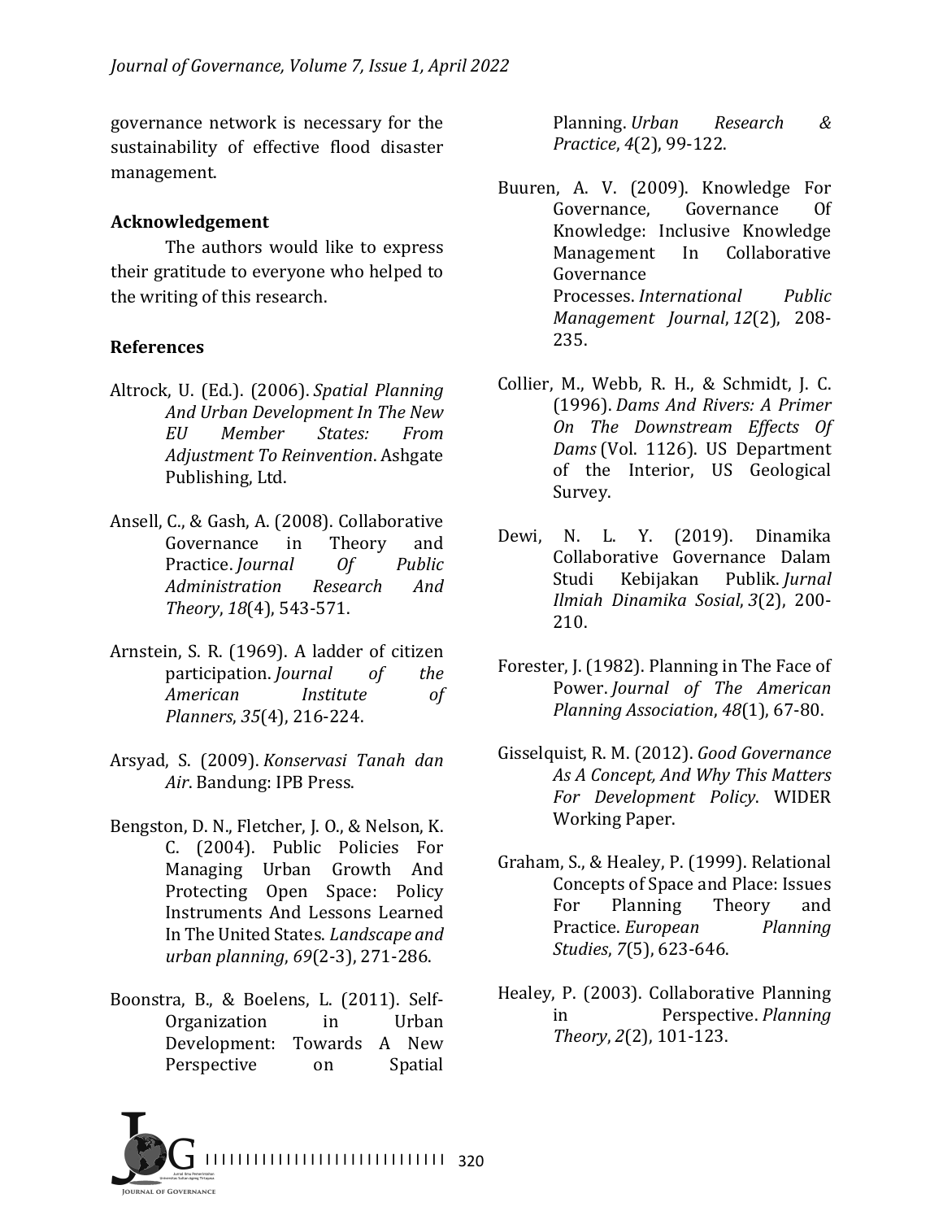governance network is necessary for the sustainability of effective flood disaster management.

### Acknowledgement

The authors would like to express their gratitude to everyone who helped to the writing of this research.

### References

Altrock, U. (Ed.). (2006). *Spatial Planning And Urban Development In The New EU Member States: From Adjustment To Reinvention*. Ashgate Publishing, Ltd.

Ansell, C., & Gash, A. (2008). Collaborative Governance in Theory and Practice. *Journal Of Public Administration Research And Theory*, *18*(4), 543-571.

Arnstein, S. R. (1969). A ladder of citizen participation. *Journal of the American Institute of Planners*, *35*(4), 216-224.

Arsyad, S. (2009). *Konservasi Tanah dan Air*. Bandung: IPB Press.

Bengston, D. N., Fletcher, J. O., & Nelson, K. C. (2004). Public Policies For Managing Urban Growth And Protecting Open Space: Policy Instruments And Lessons Learned In The United States. *Landscape and urban planning*, *69*(2-3), 271-286.

Boonstra, B., & Boelens, L. (2011). Self-Organization in Urban Development: Towards A New Perspective on Spatial Planning. *Urban Research & Practice*, *4*(2), 99-122.

Buuren, A. V. (2009). Knowledge For Governance, Governance Of Knowledge: Inclusive Knowledge Management In Collaborative Governance Processes. *International Public Management Journal*, *12*(2), 208-235.

Collier, M., Webb, R. H., & Schmidt, J. C. (1996). *Dams And Rivers: A Primer On The Downstream Effects Of Dams* (Vol. 1126). US Department of the Interior, US Geological Survey.

Dewi, N. L. Y. (2019). Dinamika Collaborative Governance Dalam Studi Kebijakan Publik. *Jurnal Ilmiah Dinamika Sosial*, *3*(2), 200-210.

Forester, J. (1982). Planning in The Face of Power. *Journal of The American Planning Association*, *48*(1), 67-80.

Gisselquist, R. M. (2012). *Good Governance As A Concept, And Why This Matters For Development Policy*. WIDER Working Paper.

Graham, S., & Healey, P. (1999). Relational Concepts of Space and Place: Issues For Planning Theory and Practice. *European Planning Studies*, *7*(5), 623-646.

Healey, P. (2003). Collaborative Planning in Perspective. *Planning Theory*, *2*(2), 101-123.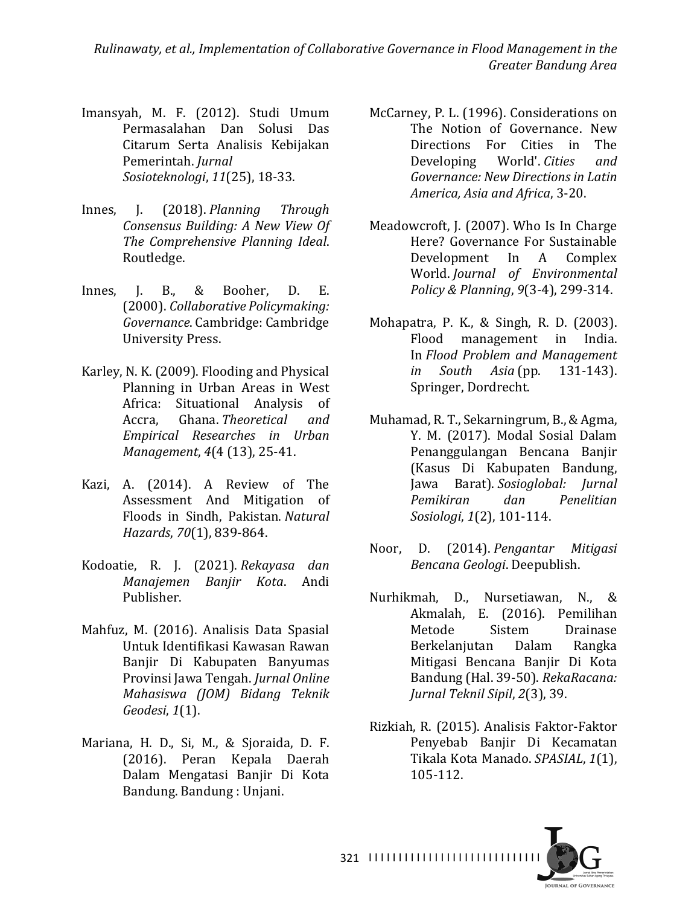Imansyah, M. F. (2012). Studi Umum Permasalahan Dan Solusi Das Citarum Serta Analisis Kebijakan Pemerintah. *Jurnal Sosioteknologi*, *11*(25), 18-33.

Innes, J. (2018). *Planning Through Consensus Building: A New View Of The Comprehensive Planning Ideal*. Routledge.

Innes, J. B., & Booher, D. E. (2000). *Collaborative Policymaking: Governance*. Cambridge: Cambridge University Press.

Karley, N. K. (2009). Flooding and Physical Planning in Urban Areas in West Africa: Situational Analysis of Accra, Ghana. *Theoretical and Empirical Researches in Urban Management*, *4*(4 (13), 25-41.

Kazi, A. (2014). A Review of The Assessment And Mitigation of Floods in Sindh, Pakistan. *Natural Hazards*, *70*(1), 839-864.

Kodoatie, R. J. (2021). *Rekayasa dan Manajemen Banjir Kota*. Andi Publisher.

Mahfuz, M. (2016). Analisis Data Spasial Untuk Identifikasi Kawasan Rawan Banjir Di Kabupaten Banyumas Provinsi Jawa Tengah. *Jurnal Online Mahasiswa (JOM) Bidang Teknik Geodesi*, *1*(1).

Mariana, H. D., Si, M., & Sjoraida, D. F. (2016). Peran Kepala Daerah Dalam Mengatasi Banjir Di Kota Bandung. Bandung : Unjani.

McCarney, P. L. (1996). Considerations on The Notion of Governance. New Directions For Cities in The Developing World'. *Cities and Governance: New Directions in Latin America, Asia and Africa*, 3-20.

Meadowcroft, J. (2007). Who Is In Charge Here? Governance For Sustainable Development In A Complex World. *Journal of Environmental Policy & Planning*, *9*(3-4), 299-314.

Mohapatra, P. K., & Singh, R. D. (2003). Flood management in India. In *Flood Problem and Management in South Asia* (pp. 131-143). Springer, Dordrecht.

Muhamad, R. T., Sekarningrum, B., & Agma, Y. M. (2017). Modal Sosial Dalam Penanggulangan Bencana Banjir (Kasus Di Kabupaten Bandung, Jawa Barat). *Sosioglobal: Jurnal Pemikiran dan Penelitian Sosiologi*, *1*(2), 101-114.

Noor, D. (2014). *Pengantar Mitigasi Bencana Geologi*. Deepublish.

Nurhikmah, D., Nursetiawan, N., & Akmalah, E. (2016). Pemilihan Metode Sistem Drainase Berkelanjutan Dalam Rangka Mitigasi Bencana Banjir Di Kota Bandung (Hal. 39-50). *RekaRacana: Jurnal Teknil Sipil*, *2*(3), 39.

Rizkiah, R. (2015). Analisis Faktor-Faktor Penyebab Banjir Di Kecamatan Tikala Kota Manado. *SPASIAL*, *1*(1), 105-112.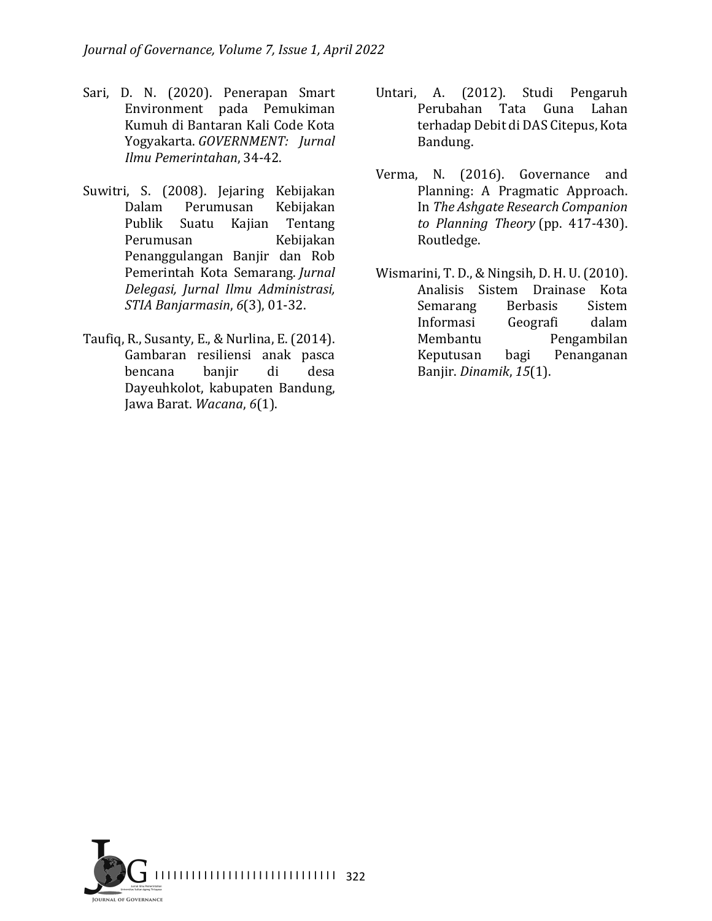Sari, D. N. (2020). Penerapan Smart Environment pada Pemukiman Kumuh di Bantaran Kali Code Kota Yogyakarta. *GOVERNMENT: Jurnal Ilmu Pemerintahan*, 34-42.

Suwitri, S. (2008). Jejaring Kebijakan Dalam Perumusan Kebijakan Publik Suatu Kajian Tentang Perumusan Kebijakan Penanggulangan Banjir dan Rob Pemerintah Kota Semarang. *Jurnal Delegasi, Jurnal Ilmu Administrasi, STIA Banjarmasin*, *6*(3), 01-32.

Taufiq, R., Susanty, E., & Nurlina, E. (2014). Gambaran resiliensi anak pasca bencana banjir di desa Dayeuhkolot, kabupaten Bandung, Jawa Barat. *Wacana*, *6*(1).

Untari, A. (2012). Studi Pengaruh Perubahan Tata Guna Lahan terhadap Debit di DAS Citepus, Kota Bandung.

Verma, N. (2016). Governance and Planning: A Pragmatic Approach. In *The Ashgate Research Companion to Planning Theory* (pp. 417-430). Routledge.

Wismarini, T. D., & Ningsih, D. H. U. (2010). Analisis Sistem Drainase Kota Semarang Berbasis Sistem Informasi Geografi dalam Membantu Pengambilan Keputusan bagi Penanganan Banjir. *Dinamik*, *15*(1).